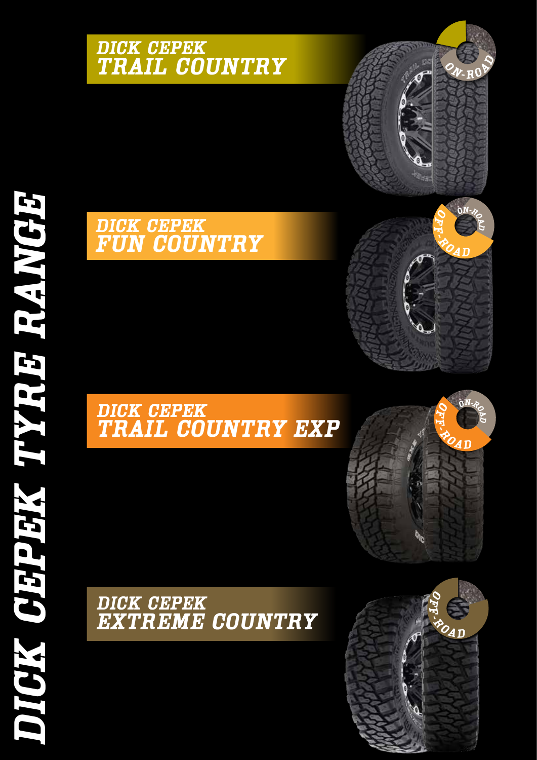# DICK CEPEK TYRE RANGE

## DICK CEPEK TRAIL COUNTRY

ON-ROAD

## DICK CEPEK FUN COUNTRY

ON-ROAD
OFF-ROAD

## DICK CEPEK TRAIL COUNTRY EXP

ON-ROAD
OFF-ROAD

## DICK CEPEK EXTREME COUNTRY

OFF-ROAD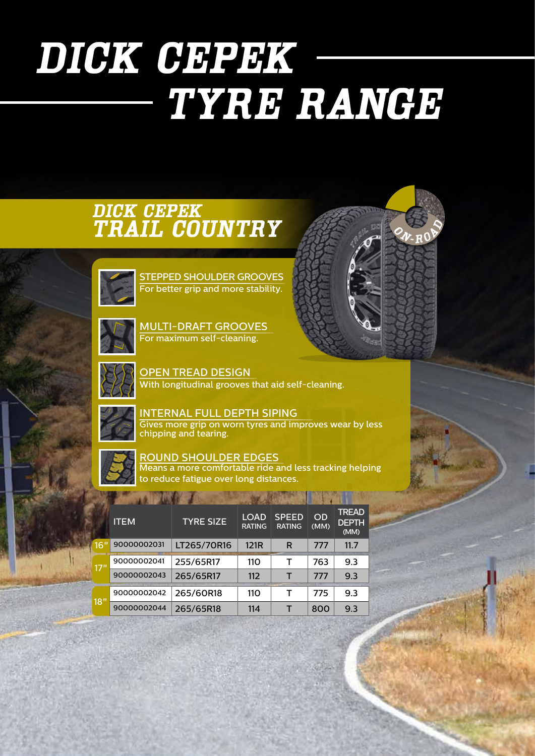# DICK CEPEK TYRE RANGE

## DICK CEPEK TRAIL COUNTRY

ON-ROAD

**STEPPED SHOULDER GROOVES**
For better grip and more stability.

**MULTI-DRAFT GROOVES**
For maximum self-cleaning.

**OPEN TREAD DESIGN**
With longitudinal grooves that aid self-cleaning.

**INTERNAL FULL DEPTH SIPING**
Gives more grip on worn tyres and improves wear by less chipping and tearing.

**ROUND SHOULDER EDGES**
Means a more comfortable ride and less tracking helping to reduce fatigue over long distances.

| | ITEM | TYRE SIZE | LOAD RATING | SPEED RATING | OD (MM) | TREAD DEPTH (MM) |
|---|---|---|---|---|---|---|
| 16" | 90000002031 | LT265/70R16 | 121R | R | 777 | 11.7 |
| 17" | 90000002041 | 255/65R17 | 110 | T | 763 | 9.3 |
| | 90000002043 | 265/65R17 | 112 | T | 777 | 9.3 |
| 18" | 90000002042 | 265/60R18 | 110 | T | 775 | 9.3 |
| | 90000002044 | 265/65R18 | 114 | T | 800 | 9.3 |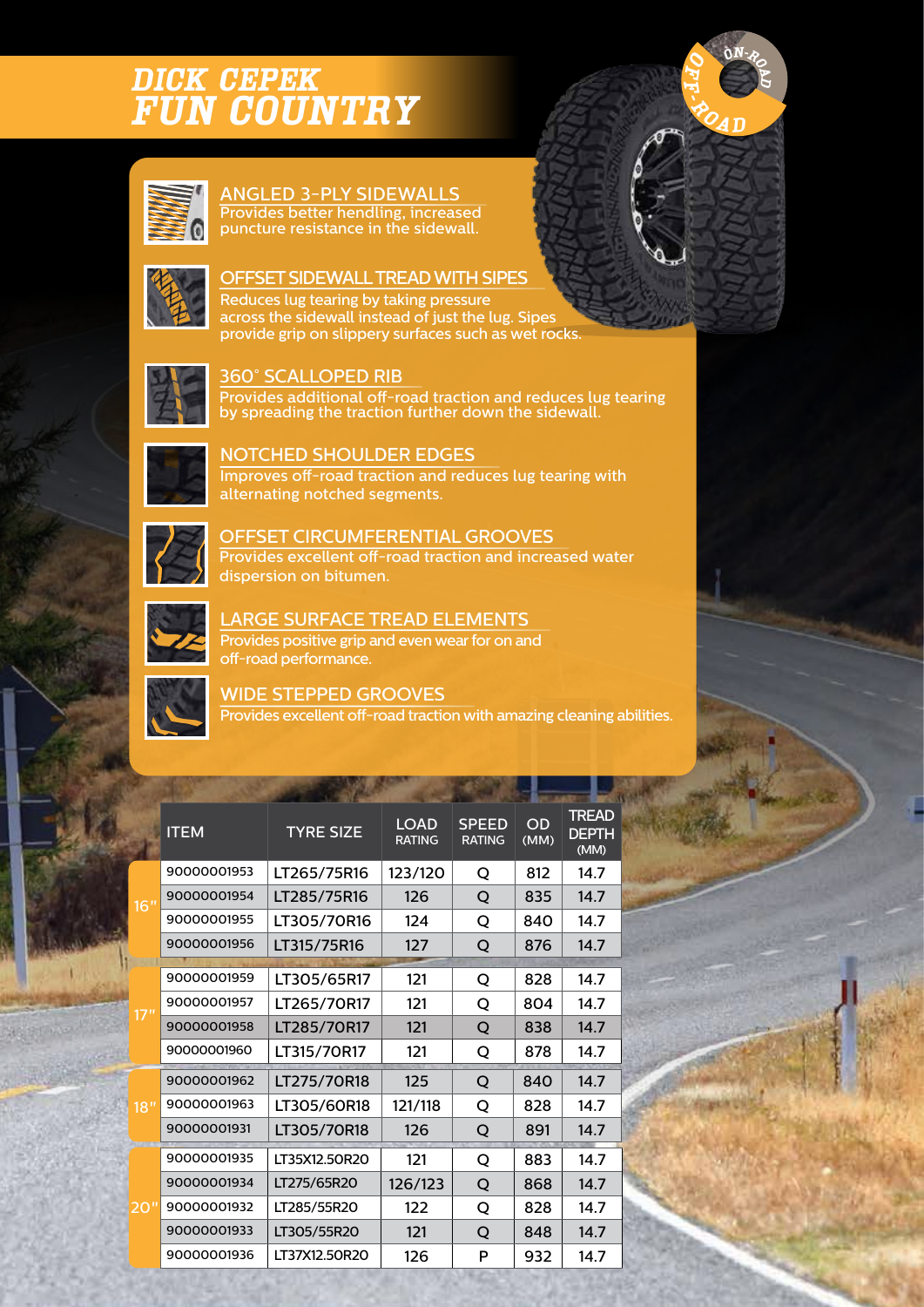# DICK CEPEK FUN COUNTRY

## ANGLED 3-PLY SIDEWALLS

Provides better hendling, increased puncture resistance in the sidewall.

## OFFSET SIDEWALL TREAD WITH SIPES

Reduces lug tearing by taking pressure across the sidewall instead of just the lug. Sipes provide grip on slippery surfaces such as wet rocks.

## 360° SCALLOPED RIB

Provides additional off-road traction and reduces lug tearing by spreading the traction further down the sidewall.

## NOTCHED SHOULDER EDGES

Improves off-road traction and reduces lug tearing with alternating notched segments.

## OFFSET CIRCUMFERENTIAL GROOVES

Provides excellent off-road traction and increased water dispersion on bitumen.

## LARGE SURFACE TREAD ELEMENTS

Provides positive grip and even wear for on and off-road performance.

## WIDE STEPPED GROOVES

Provides excellent off-road traction with amazing cleaning abilities.

| | ITEM | TYRE SIZE | LOAD RATING | SPEED RATING | OD (MM) | TREAD DEPTH (MM) |
|---|---|---|---|---|---|---|
| 16" | 90000001953 | LT265/75R16 | 123/120 | Q | 812 | 14.7 |
| | 90000001954 | LT285/75R16 | 126 | Q | 835 | 14.7 |
| | 90000001955 | LT305/70R16 | 124 | Q | 840 | 14.7 |
| | 90000001956 | LT315/75R16 | 127 | Q | 876 | 14.7 |
| 17" | 90000001959 | LT305/65R17 | 121 | Q | 828 | 14.7 |
| | 90000001957 | LT265/70R17 | 121 | Q | 804 | 14.7 |
| | 90000001958 | LT285/70R17 | 121 | Q | 838 | 14.7 |
| | 90000001960 | LT315/70R17 | 121 | Q | 878 | 14.7 |
| 18" | 90000001962 | LT275/70R18 | 125 | Q | 840 | 14.7 |
| | 90000001963 | LT305/60R18 | 121/118 | Q | 828 | 14.7 |
| | 90000001931 | LT305/70R18 | 126 | Q | 891 | 14.7 |
| 20" | 90000001935 | LT35X12.50R20 | 121 | Q | 883 | 14.7 |
| | 90000001934 | LT275/65R20 | 126/123 | Q | 868 | 14.7 |
| | 90000001932 | LT285/55R20 | 122 | Q | 828 | 14.7 |
| | 90000001933 | LT305/55R20 | 121 | Q | 848 | 14.7 |
| | 90000001936 | LT37X12.50R20 | 126 | P | 932 | 14.7 |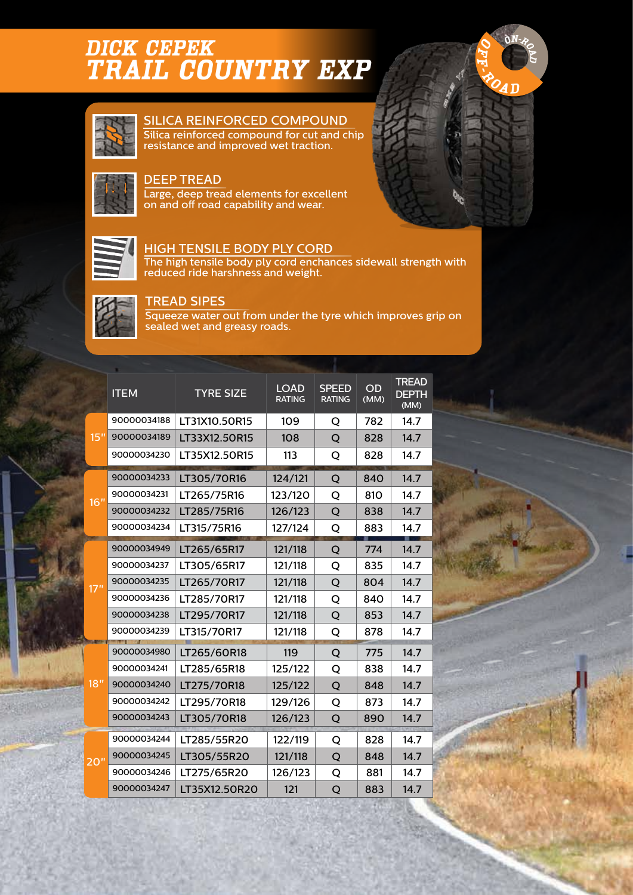# DICK CEPEK
# TRAIL COUNTRY EXP

ON-ROAD OFF-ROAD

### SILICA REINFORCED COMPOUND
Silica reinforced compound for cut and chip resistance and improved wet traction.

### DEEP TREAD
Large, deep tread elements for excellent on and off road capability and wear.

### HIGH TENSILE BODY PLY CORD
The high tensile body ply cord enchances sidewall strength with reduced ride harshness and weight.

### TREAD SIPES
Squeeze water out from under the tyre which improves grip on sealed wet and greasy roads.

| | ITEM | TYRE SIZE | LOAD RATING | SPEED RATING | OD (MM) | TREAD DEPTH (MM) |
|---|---|---|---|---|---|---|
| 15" | 90000034188 | LT31X10.50R15 | 109 | Q | 782 | 14.7 |
| | 90000034189 | LT33X12.50R15 | 108 | Q | 828 | 14.7 |
| | 90000034230 | LT35X12.50R15 | 113 | Q | 828 | 14.7 |
| 16" | 90000034233 | LT305/70R16 | 124/121 | Q | 840 | 14.7 |
| | 90000034231 | LT265/75R16 | 123/120 | Q | 810 | 14.7 |
| | 90000034232 | LT285/75R16 | 126/123 | Q | 838 | 14.7 |
| | 90000034234 | LT315/75R16 | 127/124 | Q | 883 | 14.7 |
| 17" | 90000034949 | LT265/65R17 | 121/118 | Q | 774 | 14.7 |
| | 90000034237 | LT305/65R17 | 121/118 | Q | 835 | 14.7 |
| | 90000034235 | LT265/70R17 | 121/118 | Q | 804 | 14.7 |
| | 90000034236 | LT285/70R17 | 121/118 | Q | 840 | 14.7 |
| | 90000034238 | LT295/70R17 | 121/118 | Q | 853 | 14.7 |
| | 90000034239 | LT315/70R17 | 121/118 | Q | 878 | 14.7 |
| 18" | 90000034980 | LT265/60R18 | 119 | Q | 775 | 14.7 |
| | 90000034241 | LT285/65R18 | 125/122 | Q | 838 | 14.7 |
| | 90000034240 | LT275/70R18 | 125/122 | Q | 848 | 14.7 |
| | 90000034242 | LT295/70R18 | 129/126 | Q | 873 | 14.7 |
| | 90000034243 | LT305/70R18 | 126/123 | Q | 890 | 14.7 |
| 20" | 90000034244 | LT285/55R20 | 122/119 | Q | 828 | 14.7 |
| | 90000034245 | LT305/55R20 | 121/118 | Q | 848 | 14.7 |
| | 90000034246 | LT275/65R20 | 126/123 | Q | 881 | 14.7 |
| | 90000034247 | LT35X12.50R20 | 121 | Q | 883 | 14.7 |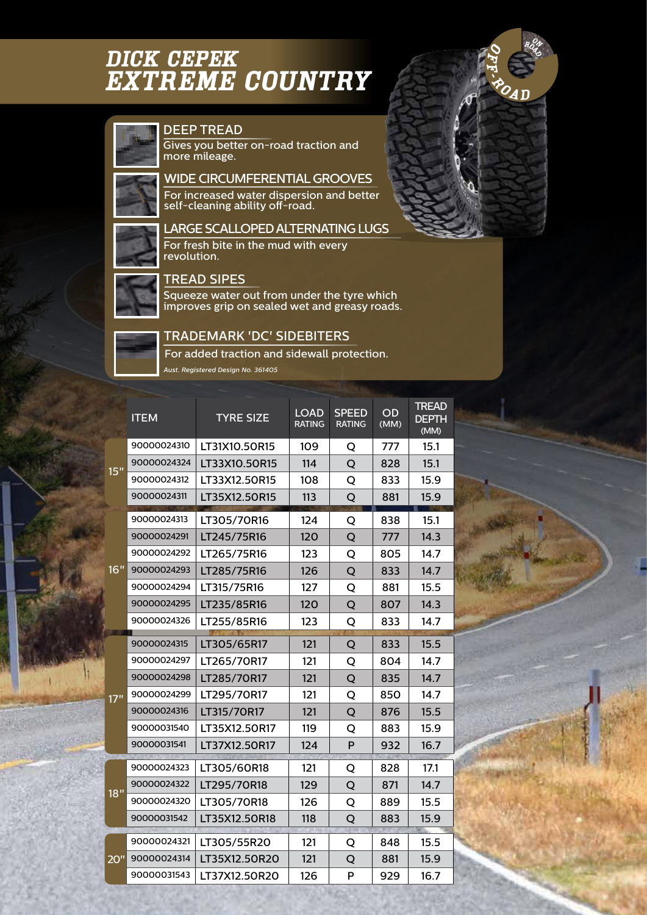# DICK CEPEK EXTREME COUNTRY

### DEEP TREAD
Gives you better on-road traction and more mileage.

### WIDE CIRCUMFERENTIAL GROOVES
For increased water dispersion and better self-cleaning ability off-road.

### LARGE SCALLOPED ALTERNATING LUGS
For fresh bite in the mud with every revolution.

### TREAD SIPES
Squeeze water out from under the tyre which improves grip on sealed wet and greasy roads.

### TRADEMARK 'DC' SIDEBITERS
For added traction and sidewall protection.

*Aust. Registered Design No. 361405*

| | ITEM | TYRE SIZE | LOAD RATING | SPEED RATING | OD (MM) | TREAD DEPTH (MM) |
|---|---|---|---|---|---|---|
| 15" | 90000024310 | LT31X10.50R15 | 109 | Q | 777 | 15.1 |
| | 90000024324 | LT33X10.50R15 | 114 | Q | 828 | 15.1 |
| | 90000024312 | LT33X12.50R15 | 108 | Q | 833 | 15.9 |
| | 90000024311 | LT35X12.50R15 | 113 | Q | 881 | 15.9 |
| 16" | 90000024313 | LT305/70R16 | 124 | Q | 838 | 15.1 |
| | 90000024291 | LT245/75R16 | 120 | Q | 777 | 14.3 |
| | 90000024292 | LT265/75R16 | 123 | Q | 805 | 14.7 |
| | 90000024293 | LT285/75R16 | 126 | Q | 833 | 14.7 |
| | 90000024294 | LT315/75R16 | 127 | Q | 881 | 15.5 |
| | 90000024295 | LT235/85R16 | 120 | Q | 807 | 14.3 |
| | 90000024326 | LT255/85R16 | 123 | Q | 833 | 14.7 |
| 17" | 90000024315 | LT305/65R17 | 121 | Q | 833 | 15.5 |
| | 90000024297 | LT265/70R17 | 121 | Q | 804 | 14.7 |
| | 90000024298 | LT285/70R17 | 121 | Q | 835 | 14.7 |
| | 90000024299 | LT295/70R17 | 121 | Q | 850 | 14.7 |
| | 90000024316 | LT315/70R17 | 121 | Q | 876 | 15.5 |
| | 90000031540 | LT35X12.50R17 | 119 | Q | 883 | 15.9 |
| | 90000031541 | LT37X12.50R17 | 124 | P | 932 | 16.7 |
| 18" | 90000024323 | LT305/60R18 | 121 | Q | 828 | 17.1 |
| | 90000024322 | LT295/70R18 | 129 | Q | 871 | 14.7 |
| | 90000024320 | LT305/70R18 | 126 | Q | 889 | 15.5 |
| | 90000031542 | LT35X12.50R18 | 118 | Q | 883 | 15.9 |
| 20" | 90000024321 | LT305/55R20 | 121 | Q | 848 | 15.5 |
| | 90000024314 | LT35X12.50R20 | 121 | Q | 881 | 15.9 |
| | 90000031543 | LT37X12.50R20 | 126 | P | 929 | 16.7 |